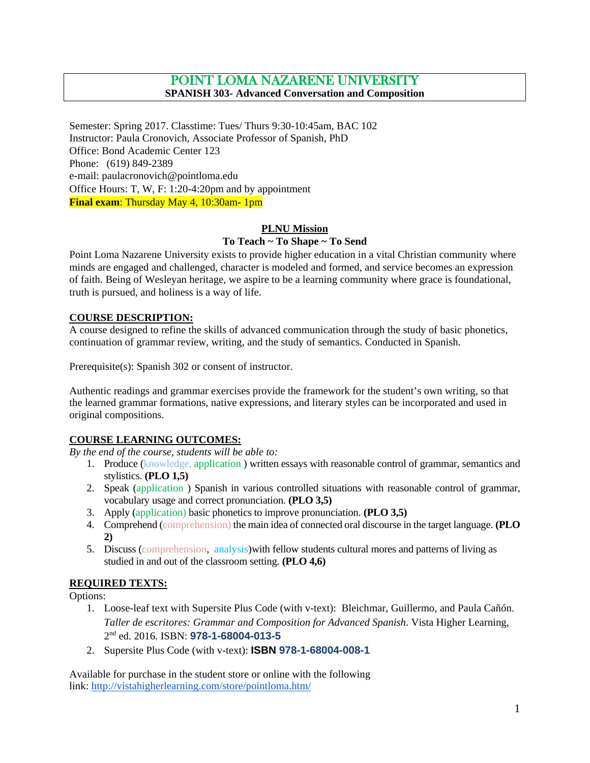# POINT LOMA NAZARENE UNIVERSITY

**SPANISH 303- Advanced Conversation and Composition**

Semester: Spring 2017. Classtime: Tues/ Thurs 9:30-10:45am, BAC 102
Instructor: Paula Cronovich, Associate Professor of Spanish, PhD
Office: Bond Academic Center 123
Phone: (619) 849-2389
e-mail: paulacronovich@pointloma.edu
Office Hours: T, W, F: 1:20-4:20pm and by appointment
**Final exam**: Thursday May 4, 10:30am- 1pm

## PLNU Mission

**To Teach ~ To Shape ~ To Send**

Point Loma Nazarene University exists to provide higher education in a vital Christian community where minds are engaged and challenged, character is modeled and formed, and service becomes an expression of faith. Being of Wesleyan heritage, we aspire to be a learning community where grace is foundational, truth is pursued, and holiness is a way of life.

## COURSE DESCRIPTION:

A course designed to refine the skills of advanced communication through the study of basic phonetics, continuation of grammar review, writing, and the study of semantics. Conducted in Spanish.

Prerequisite(s): Spanish 302 or consent of instructor.

Authentic readings and grammar exercises provide the framework for the student's own writing, so that the learned grammar formations, native expressions, and literary styles can be incorporated and used in original compositions.

## COURSE LEARNING OUTCOMES:

*By the end of the course, students will be able to:*

1. Produce (knowledge, application ) written essays with reasonable control of grammar, semantics and stylistics. **(PLO 1,5)**
2. Speak (application ) Spanish in various controlled situations with reasonable control of grammar, vocabulary usage and correct pronunciation. **(PLO 3,5)**
3. Apply (application) basic phonetics to improve pronunciation. **(PLO 3,5)**
4. Comprehend (comprehension) the main idea of connected oral discourse in the target language. **(PLO 2)**
5. Discuss (comprehension, analysis)with fellow students cultural mores and patterns of living as studied in and out of the classroom setting. **(PLO 4,6)**

## REQUIRED TEXTS:

Options:

1. Loose-leaf text with Supersite Plus Code (with v-text): Bleichmar, Guillermo, and Paula Cañón. *Taller de escritores: Grammar and Composition for Advanced Spanish*. Vista Higher Learning, 2nd ed. 2016. ISBN: **978-1-68004-013-5**
2. Supersite Plus Code (with v-text): **ISBN 978-1-68004-008-1**

Available for purchase in the student store or online with the following link: http://vistahigherlearning.com/store/pointloma.htm/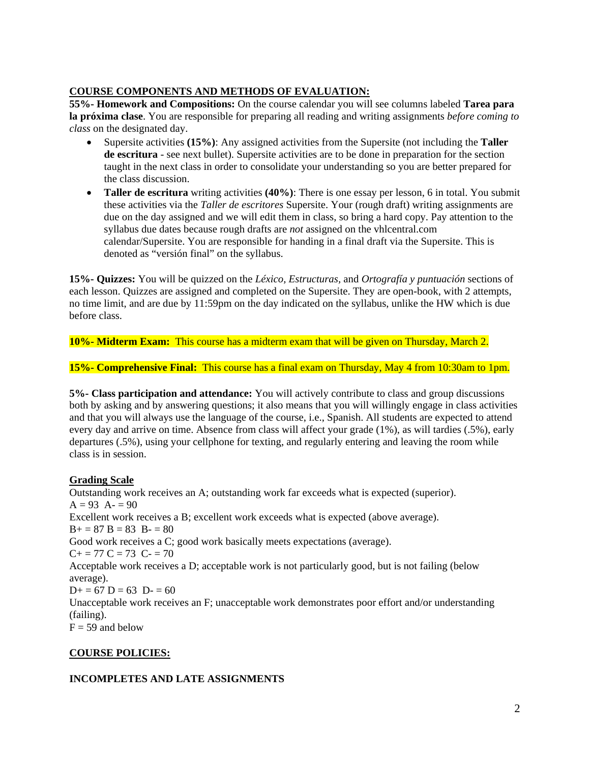## COURSE COMPONENTS AND METHODS OF EVALUATION:

**55%- Homework and Compositions:** On the course calendar you will see columns labeled **Tarea para la próxima clase**. You are responsible for preparing all reading and writing assignments *before coming to class* on the designated day.

- Supersite activities **(15%)**: Any assigned activities from the Supersite (not including the **Taller de escritura** - see next bullet). Supersite activities are to be done in preparation for the section taught in the next class in order to consolidate your understanding so you are better prepared for the class discussion.
- **Taller de escritura** writing activities **(40%)**: There is one essay per lesson, 6 in total. You submit these activities via the *Taller de escritores* Supersite. Your (rough draft) writing assignments are due on the day assigned and we will edit them in class, so bring a hard copy. Pay attention to the syllabus due dates because rough drafts are *not* assigned on the vhlcentral.com calendar/Supersite. You are responsible for handing in a final draft via the Supersite. This is denoted as "versión final" on the syllabus.

**15%- Quizzes:** You will be quizzed on the *Léxico, Estructuras,* and *Ortografía y puntuación* sections of each lesson. Quizzes are assigned and completed on the Supersite. They are open-book, with 2 attempts, no time limit, and are due by 11:59pm on the day indicated on the syllabus, unlike the HW which is due before class.

**10%- Midterm Exam:** This course has a midterm exam that will be given on Thursday, March 2.

**15%- Comprehensive Final:** This course has a final exam on Thursday, May 4 from 10:30am to 1pm.

**5%- Class participation and attendance:** You will actively contribute to class and group discussions both by asking and by answering questions; it also means that you will willingly engage in class activities and that you will always use the language of the course, i.e., Spanish. All students are expected to attend every day and arrive on time. Absence from class will affect your grade (1%), as will tardies (.5%), early departures (.5%), using your cellphone for texting, and regularly entering and leaving the room while class is in session.

### Grading Scale

Outstanding work receives an A; outstanding work far exceeds what is expected (superior).
A = 93 A- = 90

Excellent work receives a B; excellent work exceeds what is expected (above average).
B+ = 87 B = 83 B- = 80

Good work receives a C; good work basically meets expectations (average).
C+ = 77 C = 73 C- = 70

Acceptable work receives a D; acceptable work is not particularly good, but is not failing (below average).
D+ = 67 D = 63 D- = 60

Unacceptable work receives an F; unacceptable work demonstrates poor effort and/or understanding (failing).
F = 59 and below

## COURSE POLICIES:

### INCOMPLETES AND LATE ASSIGNMENTS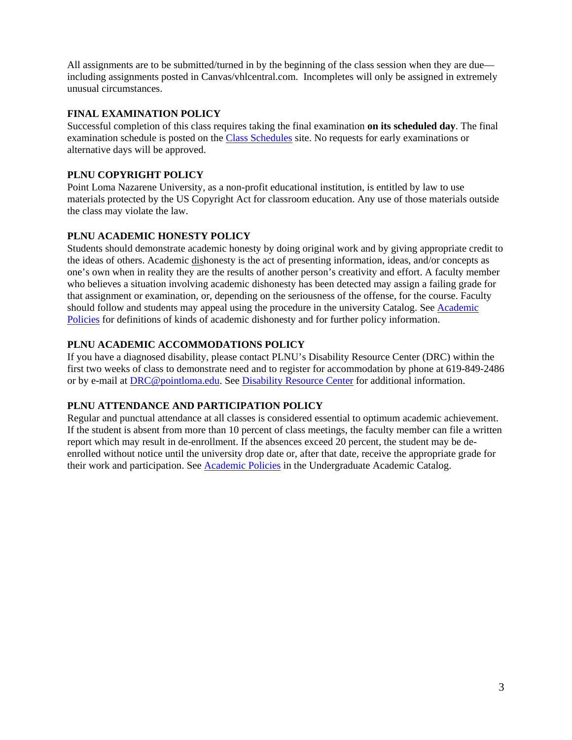All assignments are to be submitted/turned in by the beginning of the class session when they are due—including assignments posted in Canvas/vhlcentral.com. Incompletes will only be assigned in extremely unusual circumstances.

### FINAL EXAMINATION POLICY

Successful completion of this class requires taking the final examination **on its scheduled day**. The final examination schedule is posted on the Class Schedules site. No requests for early examinations or alternative days will be approved.

### PLNU COPYRIGHT POLICY

Point Loma Nazarene University, as a non-profit educational institution, is entitled by law to use materials protected by the US Copyright Act for classroom education. Any use of those materials outside the class may violate the law.

### PLNU ACADEMIC HONESTY POLICY

Students should demonstrate academic honesty by doing original work and by giving appropriate credit to the ideas of others. Academic dishonesty is the act of presenting information, ideas, and/or concepts as one's own when in reality they are the results of another person's creativity and effort. A faculty member who believes a situation involving academic dishonesty has been detected may assign a failing grade for that assignment or examination, or, depending on the seriousness of the offense, for the course. Faculty should follow and students may appeal using the procedure in the university Catalog. See Academic Policies for definitions of kinds of academic dishonesty and for further policy information.

### PLNU ACADEMIC ACCOMMODATIONS POLICY

If you have a diagnosed disability, please contact PLNU's Disability Resource Center (DRC) within the first two weeks of class to demonstrate need and to register for accommodation by phone at 619-849-2486 or by e-mail at DRC@pointloma.edu. See Disability Resource Center for additional information.

### PLNU ATTENDANCE AND PARTICIPATION POLICY

Regular and punctual attendance at all classes is considered essential to optimum academic achievement. If the student is absent from more than 10 percent of class meetings, the faculty member can file a written report which may result in de-enrollment. If the absences exceed 20 percent, the student may be de-enrolled without notice until the university drop date or, after that date, receive the appropriate grade for their work and participation. See Academic Policies in the Undergraduate Academic Catalog.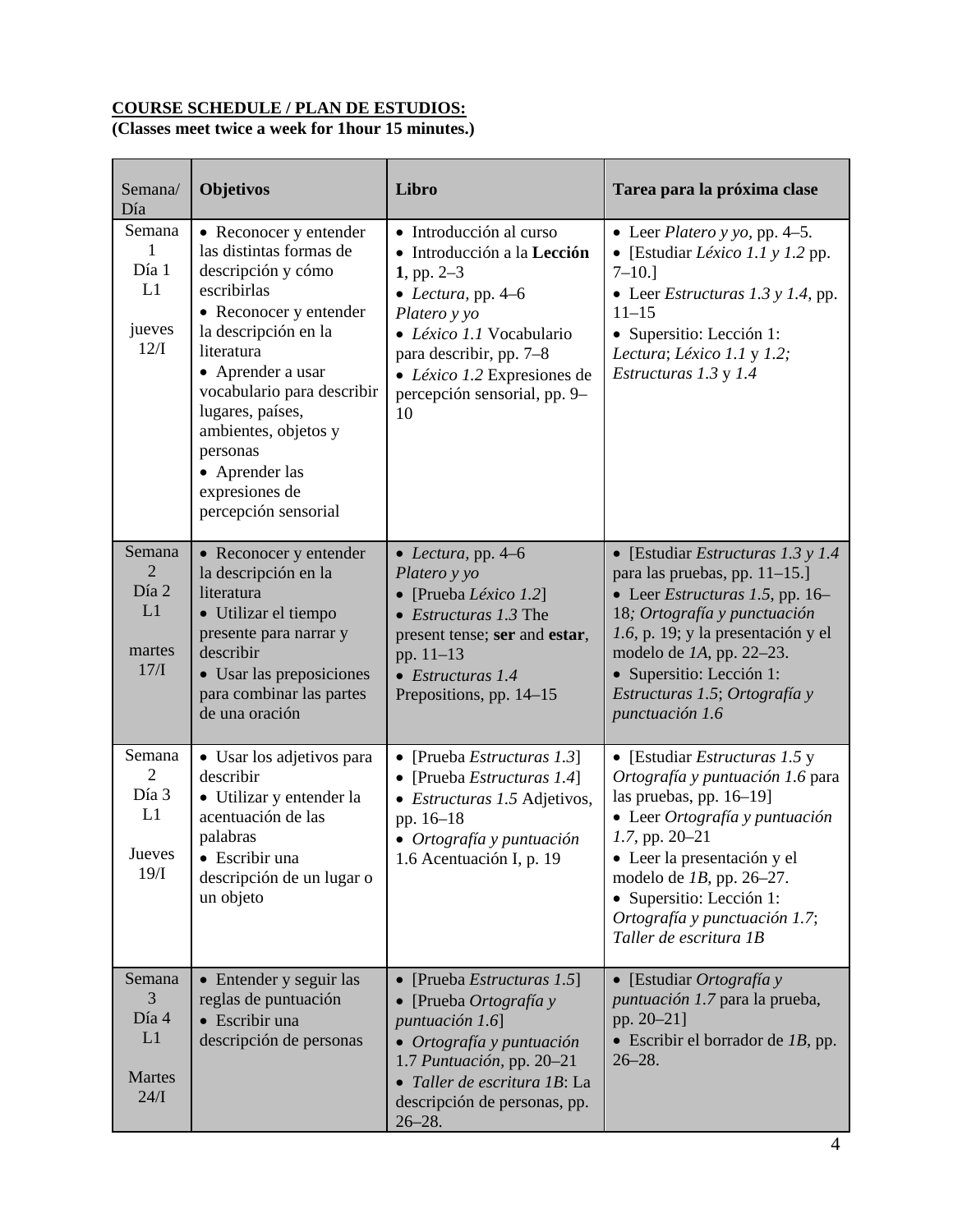**COURSE SCHEDULE / PLAN DE ESTUDIOS:**
**(Classes meet twice a week for 1hour 15 minutes.)**

| Semana/ Día | **Objetivos** | **Libro** | **Tarea para la próxima clase** |
|---|---|---|---|
| Semana 1 Día 1 L1 jueves 12/I | • Reconocer y entender las distintas formas de descripción y cómo escribirlas<br>• Reconocer y entender la descripción en la literatura<br>• Aprender a usar vocabulario para describir lugares, países, ambientes, objetos y personas<br>• Aprender las expresiones de percepción sensorial | • Introducción al curso<br>• Introducción a la **Lección 1**, pp. 2–3<br>• *Lectura*, pp. 4–6 *Platero y yo*<br>• *Léxico 1.1* Vocabulario para describir, pp. 7–8<br>• *Léxico 1.2* Expresiones de percepción sensorial, pp. 9–10 | • Leer *Platero y yo*, pp. 4–5.<br>• [Estudiar *Léxico 1.1 y 1.2* pp. 7–10.]<br>• Leer *Estructuras 1.3 y 1.4*, pp. 11–15<br>• Supersitio: Lección 1: *Lectura*; *Léxico 1.1* y *1.2; Estructuras 1.3* y *1.4* |
| Semana 2 Día 2 L1 martes 17/I | • Reconocer y entender la descripción en la literatura<br>• Utilizar el tiempo presente para narrar y describir<br>• Usar las preposiciones para combinar las partes de una oración | • *Lectura*, pp. 4–6 *Platero y yo*<br>• [Prueba *Léxico 1.2*]<br>• *Estructuras 1.3* The present tense; **ser** and **estar**, pp. 11–13<br>• *Estructuras 1.4* Prepositions, pp. 14–15 | • [Estudiar *Estructuras 1.3 y 1.4* para las pruebas, pp. 11–15.]<br>• Leer *Estructuras 1.5*, pp. 16–18*; Ortografía y punctuación 1.6*, p. 19; y la presentación y el modelo de *1A*, pp. 22–23.<br>• Supersitio: Lección 1: *Estructuras 1.5*; *Ortografía y punctuación 1.6* |
| Semana 2 Día 3 L1 Jueves 19/I | • Usar los adjetivos para describir<br>• Utilizar y entender la acentuación de las palabras<br>• Escribir una descripción de un lugar o un objeto | • [Prueba *Estructuras 1.3*]<br>• [Prueba *Estructuras 1.4*]<br>• *Estructuras 1.5* Adjetivos, pp. 16–18<br>• *Ortografía y puntuación* 1.6 Acentuación I, p. 19 | • [Estudiar *Estructuras 1.5* y *Ortografía y puntuación 1.6* para las pruebas, pp. 16–19]<br>• Leer *Ortografía y puntuación 1.7,* pp. 20–21<br>• Leer la presentación y el modelo de *1B*, pp. 26–27.<br>• Supersitio: Lección 1: *Ortografía y punctuación 1.7*; *Taller de escritura 1B* |
| Semana 3 Día 4 L1 Martes 24/I | • Entender y seguir las reglas de puntuación<br>• Escribir una descripción de personas | • [Prueba *Estructuras 1.5*]<br>• [Prueba *Ortografía y puntuación 1.6*]<br>• *Ortografía y puntuación* 1.7 *Puntuación,* pp. 20–21<br>• *Taller de escritura 1B*: La descripción de personas, pp. 26–28. | • [Estudiar *Ortografía y puntuación 1.7* para la prueba, pp. 20–21]<br>• Escribir el borrador de *1B*, pp. 26–28. |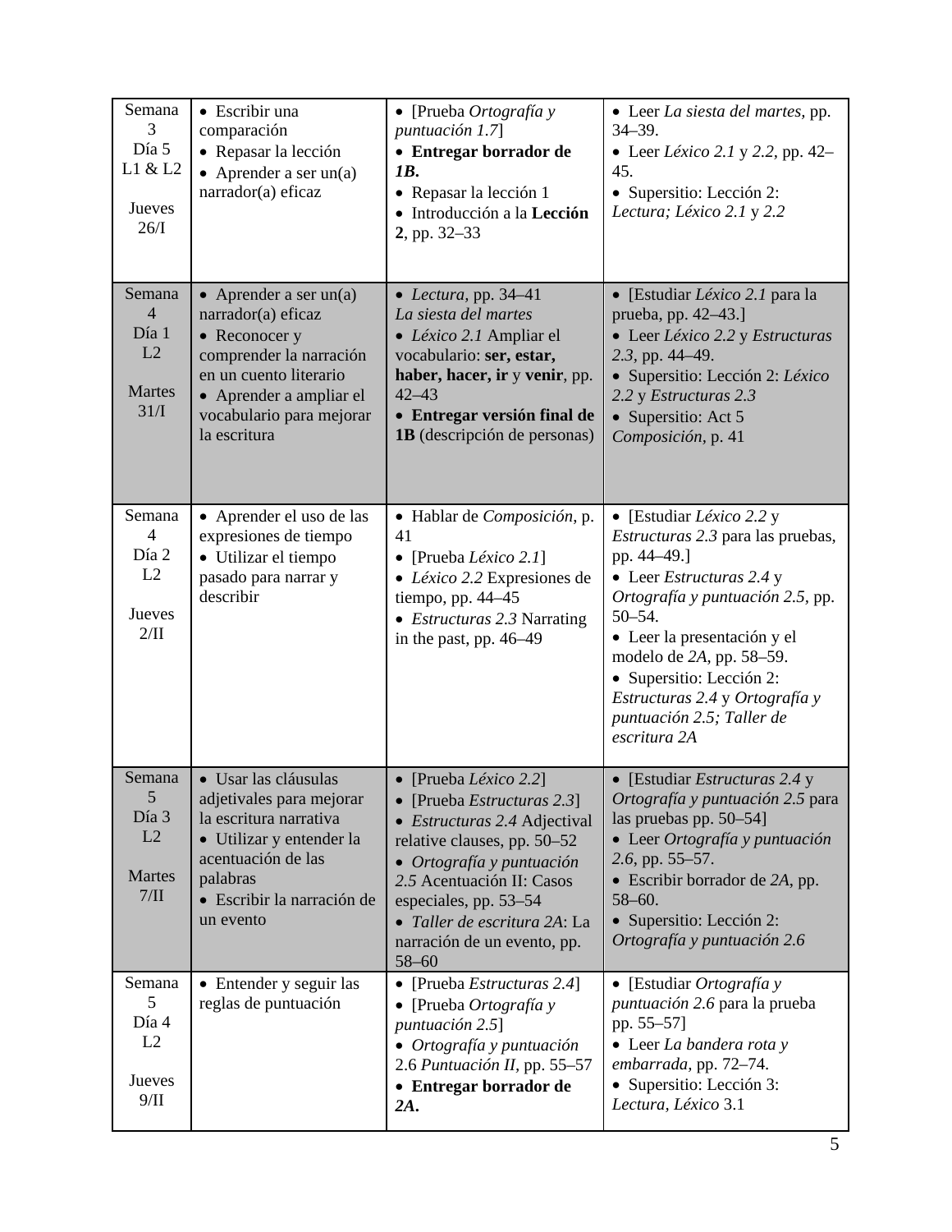| | | | |
|---|---|---|---|
| Semana 3<br>Día 5<br>L1 & L2<br><br>Jueves<br>26/I | • Escribir una comparación<br>• Repasar la lección<br>• Aprender a ser un(a) narrador(a) eficaz | • [Prueba *Ortografía y puntuación 1.7*]<br>• **Entregar borrador de *1B*.**<br>• Repasar la lección 1<br>• Introducción a la **Lección 2**, pp. 32–33 | • Leer *La siesta del martes*, pp. 34–39.<br>• Leer *Léxico 2.1* y *2.2*, pp. 42–45.<br>• Supersitio: Lección 2: *Lectura; Léxico 2.1* y *2.2* |
| Semana 4<br>Día 1<br>L2<br><br>Martes<br>31/I | • Aprender a ser un(a) narrador(a) eficaz<br>• Reconocer y comprender la narración en un cuento literario<br>• Aprender a ampliar el vocabulario para mejorar la escritura | • *Lectura*, pp. 34–41<br>*La siesta del martes*<br>• *Léxico 2.1* Ampliar el vocabulario: **ser, estar, haber, hacer, ir** y **venir**, pp. 42–43<br>• **Entregar versión final de 1B** (descripción de personas) | • [Estudiar *Léxico 2.1* para la prueba, pp. 42–43.]<br>• Leer *Léxico 2.2* y *Estructuras 2.3*, pp. 44–49.<br>• Supersitio: Lección 2: *Léxico 2.2* y *Estructuras 2.3*<br>• Supersitio: Act 5 *Composición*, p. 41 |
| Semana 4<br>Día 2<br>L2<br><br>Jueves<br>2/II | • Aprender el uso de las expresiones de tiempo<br>• Utilizar el tiempo pasado para narrar y describir | • Hablar de *Composición*, p. 41<br>• [Prueba *Léxico 2.1*]<br>• *Léxico 2.2* Expresiones de tiempo, pp. 44–45<br>• *Estructuras 2.3* Narrating in the past, pp. 46–49 | • [Estudiar *Léxico 2.2* y *Estructuras 2.3* para las pruebas, pp. 44–49.]<br>• Leer *Estructuras 2.4* y *Ortografía y puntuación 2.5*, pp. 50–54.<br>• Leer la presentación y el modelo de *2A*, pp. 58–59.<br>• Supersitio: Lección 2: *Estructuras 2.4* y *Ortografía y puntuación 2.5; Taller de escritura 2A* |
| Semana 5<br>Día 3<br>L2<br><br>Martes<br>7/II | • Usar las cláusulas adjetivales para mejorar la escritura narrativa<br>• Utilizar y entender la acentuación de las palabras<br>• Escribir la narración de un evento | • [Prueba *Léxico 2.2*]<br>• [Prueba *Estructuras 2.3*]<br>• *Estructuras 2.4* Adjectival relative clauses, pp. 50–52<br>• *Ortografía y puntuación 2.5* Acentuación II: Casos especiales, pp. 53–54<br>• *Taller de escritura 2A*: La narración de un evento, pp. 58–60 | • [Estudiar *Estructuras 2.4* y *Ortografía y puntuación 2.5* para las pruebas pp. 50–54]<br>• Leer *Ortografía y puntuación 2.6*, pp. 55–57.<br>• Escribir borrador de *2A*, pp. 58–60.<br>• Supersitio: Lección 2: *Ortografía y puntuación 2.6* |
| Semana 5<br>Día 4<br>L2<br><br>Jueves<br>9/II | • Entender y seguir las reglas de puntuación | • [Prueba *Estructuras 2.4*]<br>• [Prueba *Ortografía y puntuación 2.5*]<br>• *Ortografía y puntuación* 2.6 *Puntuación II*, pp. 55–57<br>• **Entregar borrador de *2A*.** | • [Estudiar *Ortografía y puntuación 2.6* para la prueba pp. 55–57]<br>• Leer *La bandera rota y embarrada*, pp. 72–74.<br>• Supersitio: Lección 3: *Lectura, Léxico* 3.1 |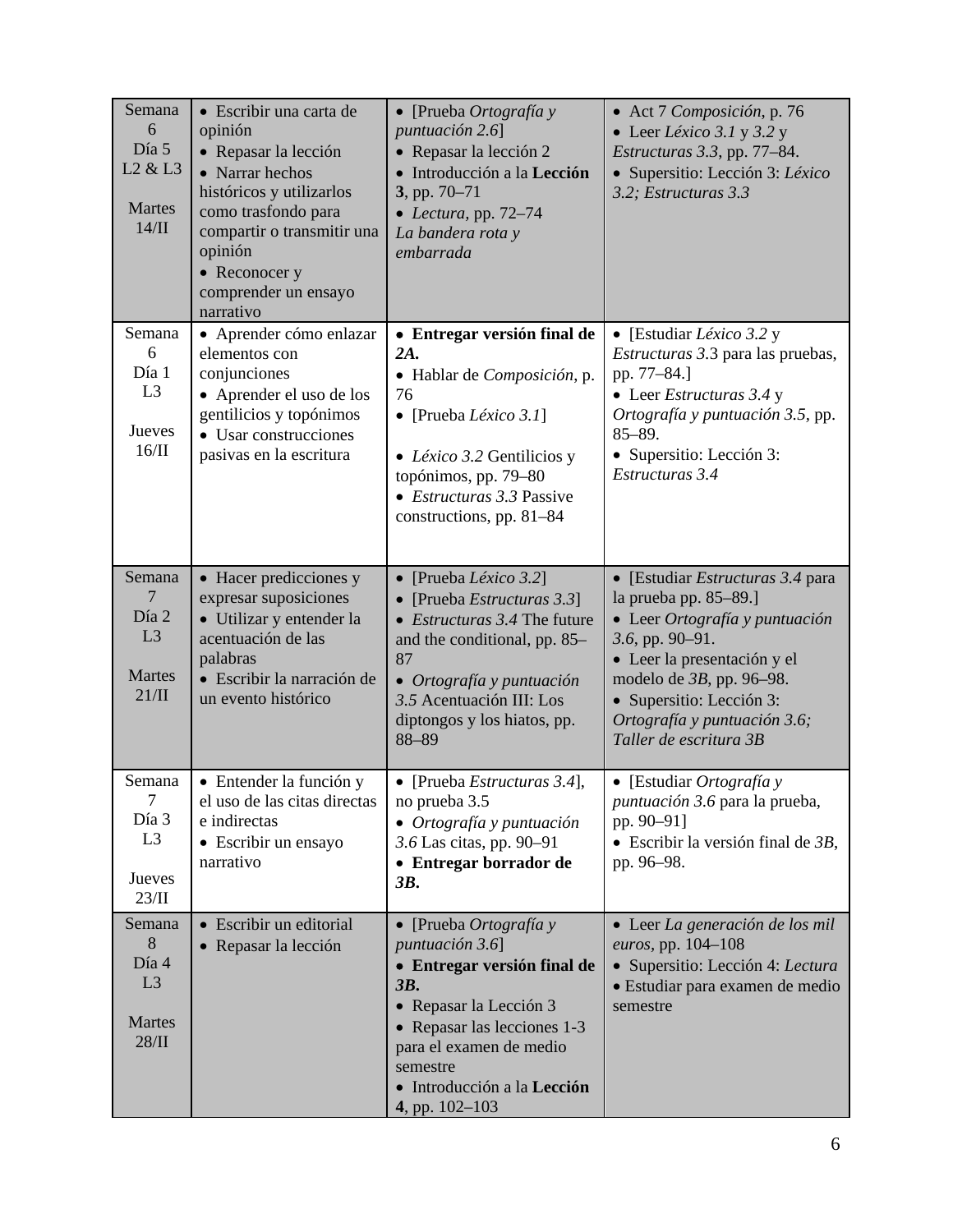| Semana 6<br>Día 5<br>L2 & L3<br><br>Martes 14/II | • Escribir una carta de opinión<br>• Repasar la lección<br>• Narrar hechos históricos y utilizarlos como trasfondo para compartir o transmitir una opinión<br>• Reconocer y comprender un ensayo narrativo | • [Prueba *Ortografía y puntuación 2.6*]<br>• Repasar la lección 2<br>• Introducción a la **Lección 3**, pp. 70–71<br>• *Lectura*, pp. 72–74 *La bandera rota y embarrada* | • Act 7 *Composición*, p. 76<br>• Leer *Léxico 3.1* y *3.2* y *Estructuras 3.3*, pp. 77–84.<br>• Supersitio: Lección 3: *Léxico 3.2; Estructuras 3.3* |
|---|---|---|---|
| Semana 6<br>Día 1<br>L3<br><br>Jueves 16/II | • Aprender cómo enlazar elementos con conjunciones<br>• Aprender el uso de los gentilicios y topónimos<br>• Usar construcciones pasivas en la escritura | • **Entregar versión final de *2A*.**<br>• Hablar de *Composición*, p. 76<br>• [Prueba *Léxico 3.1*]<br><br>• *Léxico 3.2* Gentilicios y topónimos, pp. 79–80<br>• *Estructuras 3.3* Passive constructions, pp. 81–84 | • [Estudiar *Léxico 3.2* y *Estructuras 3*.3 para las pruebas, pp. 77–84.]<br>• Leer *Estructuras 3.4* y *Ortografía y puntuación 3.5*, pp. 85–89.<br>• Supersitio: Lección 3: *Estructuras 3.4* |
| Semana 7<br>Día 2<br>L3<br><br>Martes 21/II | • Hacer predicciones y expresar suposiciones<br>• Utilizar y entender la acentuación de las palabras<br>• Escribir la narración de un evento histórico | • [Prueba *Léxico 3.2*]<br>• [Prueba *Estructuras 3.3*]<br>• *Estructuras 3.4* The future and the conditional, pp. 85–87<br>• *Ortografía y puntuación 3.5* Acentuación III: Los diptongos y los hiatos, pp. 88–89 | • [Estudiar *Estructuras 3.4* para la prueba pp. 85–89.]<br>• Leer *Ortografía y puntuación 3.6*, pp. 90–91.<br>• Leer la presentación y el modelo de *3B*, pp. 96–98.<br>• Supersitio: Lección 3: *Ortografía y puntuación 3.6; Taller de escritura 3B* |
| Semana 7<br>Día 3<br>L3<br><br>Jueves 23/II | • Entender la función y el uso de las citas directas e indirectas<br>• Escribir un ensayo narrativo | • [Prueba *Estructuras 3.4*], no prueba 3.5<br>• *Ortografía y puntuación 3.6* Las citas, pp. 90–91<br>• **Entregar borrador de *3B*.** | • [Estudiar *Ortografía y puntuación 3.6* para la prueba, pp. 90–91]<br>• Escribir la versión final de *3B*, pp. 96–98. |
| Semana 8<br>Día 4<br>L3<br><br>Martes 28/II | • Escribir un editorial<br>• Repasar la lección | • [Prueba *Ortografía y puntuación 3.6*]<br>• **Entregar versión final de *3B*.**<br>• Repasar la Lección 3<br>• Repasar las lecciones 1-3 para el examen de medio semestre<br>• Introducción a la **Lección 4**, pp. 102–103 | • Leer *La generación de los mil euros*, pp. 104–108<br>• Supersitio: Lección 4: *Lectura*<br>• Estudiar para examen de medio semestre |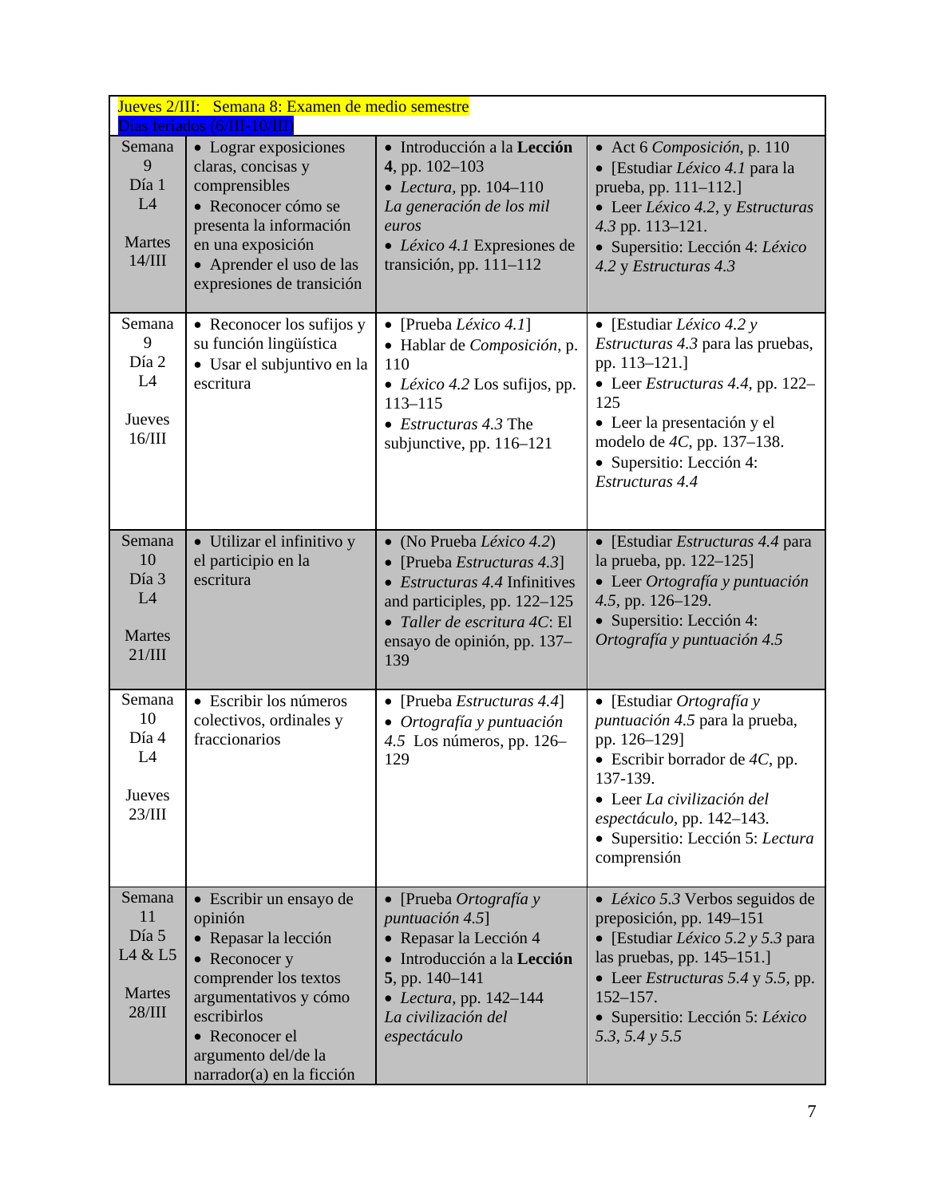| Jueves 2/III: Semana 8: Examen de medio semestre<br>Días feriados (6/III-10/III) | | | |
|---|---|---|---|
| Semana 9<br>Día 1<br>L4<br><br>Martes 14/III | • Lograr exposiciones claras, concisas y comprensibles<br>• Reconocer cómo se presenta la información en una exposición<br>• Aprender el uso de las expresiones de transición | • Introducción a la **Lección 4**, pp. 102–103<br>• *Lectura*, pp. 104–110 *La generación de los mil euros*<br>• *Léxico 4.1* Expresiones de transición, pp. 111–112 | • Act 6 *Composición*, p. 110<br>• [Estudiar *Léxico 4.1* para la prueba, pp. 111–112.]<br>• Leer *Léxico 4.2*, y *Estructuras 4.3* pp. 113–121.<br>• Supersitio: Lección 4: *Léxico 4.2* y *Estructuras 4.3* |
| Semana 9<br>Día 2<br>L4<br><br>Jueves 16/III | • Reconocer los sufijos y su función lingüística<br>• Usar el subjuntivo en la escritura | • [Prueba *Léxico 4.1*]<br>• Hablar de *Composición*, p. 110<br>• *Léxico 4.2* Los sufijos, pp. 113–115<br>• *Estructuras 4.3* The subjunctive, pp. 116–121 | • [Estudiar *Léxico 4.2 y Estructuras 4.3* para las pruebas, pp. 113–121.]<br>• Leer *Estructuras 4.4*, pp. 122–125<br>• Leer la presentación y el modelo de *4C*, pp. 137–138.<br>• Supersitio: Lección 4: *Estructuras 4.4* |
| Semana 10<br>Día 3<br>L4<br><br>Martes 21/III | • Utilizar el infinitivo y el participio en la escritura | • (No Prueba *Léxico 4.2*)<br>• [Prueba *Estructuras 4.3*]<br>• *Estructuras 4.4* Infinitives and participles, pp. 122–125<br>• *Taller de escritura 4C*: El ensayo de opinión, pp. 137–139 | • [Estudiar *Estructuras 4.4* para la prueba, pp. 122–125]<br>• Leer *Ortografía y puntuación 4.5*, pp. 126–129.<br>• Supersitio: Lección 4: *Ortografía y puntuación 4.5* |
| Semana 10<br>Día 4<br>L4<br><br>Jueves 23/III | • Escribir los números colectivos, ordinales y fraccionarios | • [Prueba *Estructuras 4.4*]<br>• *Ortografía y puntuación 4.5* Los números, pp. 126–129 | • [Estudiar *Ortografía y puntuación 4.5* para la prueba, pp. 126–129]<br>• Escribir borrador de *4C*, pp. 137-139.<br>• Leer *La civilización del espectáculo*, pp. 142–143.<br>• Supersitio: Lección 5: *Lectura* comprensión |
| Semana 11<br>Día 5<br>L4 & L5<br><br>Martes 28/III | • Escribir un ensayo de opinión<br>• Repasar la lección<br>• Reconocer y comprender los textos argumentativos y cómo escribirlos<br>• Reconocer el argumento del/de la narrador(a) en la ficción | • [Prueba *Ortografía y puntuación 4.5*]<br>• Repasar la Lección 4<br>• Introducción a la **Lección 5**, pp. 140–141<br>• *Lectura*, pp. 142–144 *La civilización del espectáculo* | • *Léxico 5.3* Verbos seguidos de preposición, pp. 149–151<br>• [Estudiar *Léxico 5.2 y 5.3* para las pruebas, pp. 145–151.]<br>• Leer *Estructuras 5.4* y *5.5*, pp. 152–157.<br>• Supersitio: Lección 5: *Léxico 5.3, 5.4 y 5.5* |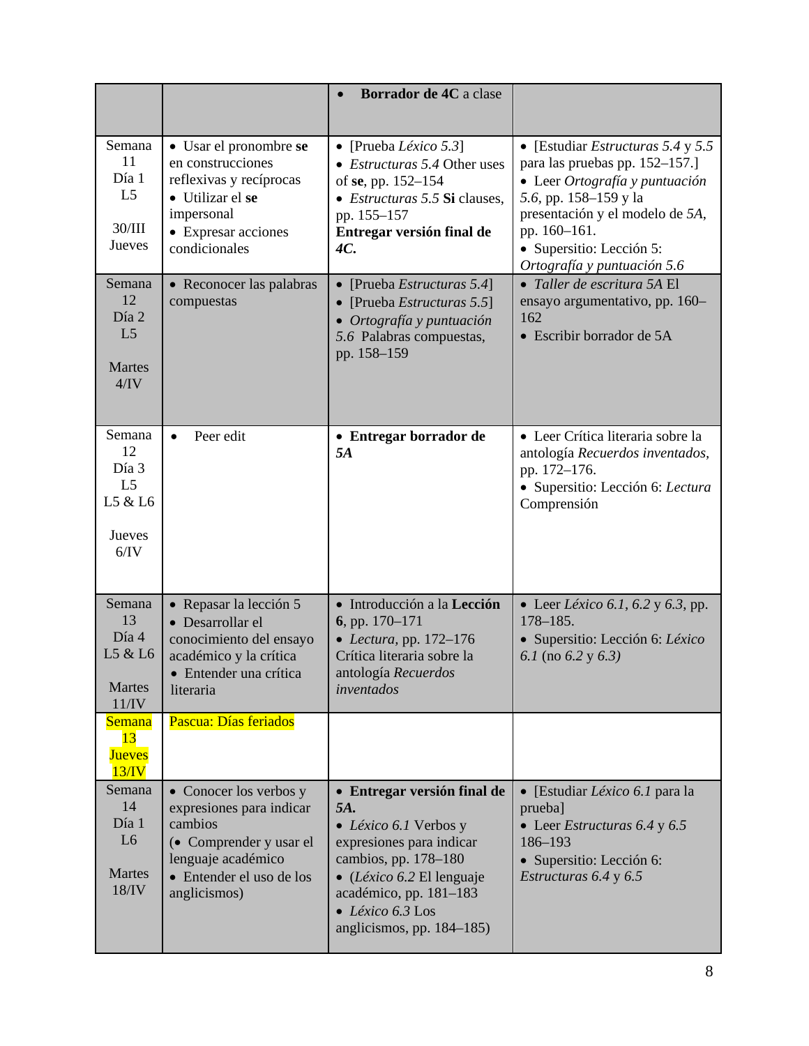| | | | |
|---|---|---|---|
| | | • **Borrador de 4C** a clase | |
| Semana 11 Día 1 L5<br><br>30/III Jueves | • Usar el pronombre **se** en construcciones reflexivas y recíprocas<br>• Utilizar el **se** impersonal<br>• Expresar acciones condicionales | • [Prueba *Léxico 5.3*]<br>• *Estructuras 5.4* Other uses of **se**, pp. 152–154<br>• *Estructuras 5.5* **Si** clauses, pp. 155–157<br>**Entregar versión final de *4C.*** | • [Estudiar *Estructuras 5.4* y *5.5* para las pruebas pp. 152–157.]<br>• Leer *Ortografía y puntuación 5.6*, pp. 158–159 y la presentación y el modelo de *5A*, pp. 160–161.<br>• Supersitio: Lección 5: *Ortografía y puntuación 5.6* |
| Semana 12 Día 2 L5<br><br>Martes 4/IV | • Reconocer las palabras compuestas | • [Prueba *Estructuras 5.4*]<br>• [Prueba *Estructuras 5.5*]<br>• *Ortografía y puntuación 5.6* Palabras compuestas, pp. 158–159 | • *Taller de escritura 5A* El ensayo argumentativo, pp. 160–162<br>• Escribir borrador de 5A |
| Semana 12 Día 3 L5 L5 & L6<br><br>Jueves 6/IV | • Peer edit | • **Entregar borrador de *5A*** | • Leer Crítica literaria sobre la antología *Recuerdos inventados*, pp. 172–176.<br>• Supersitio: Lección 6: *Lectura* Comprensión |
| Semana 13 Día 4 L5 & L6<br><br>Martes 11/IV | • Repasar la lección 5<br>• Desarrollar el conocimiento del ensayo académico y la crítica<br>• Entender una crítica literaria | • Introducción a la **Lección 6**, pp. 170–171<br>• *Lectura*, pp. 172–176 Crítica literaria sobre la antología *Recuerdos inventados* | • Leer *Léxico 6.1*, *6.2* y *6.3*, pp. 178–185.<br>• Supersitio: Lección 6: *Léxico 6.1* (no *6.2* y *6.3)* |
| Semana 13 Jueves 13/IV | Pascua: Días feriados | | |
| Semana 14 Día 1 L6<br><br>Martes 18/IV | • Conocer los verbos y expresiones para indicar cambios<br>(• Comprender y usar el lenguaje académico<br>• Entender el uso de los anglicismos) | • **Entregar versión final de *5A.***<br>• *Léxico 6.1* Verbos y expresiones para indicar cambios, pp. 178–180<br>• (*Léxico 6.2* El lenguaje académico, pp. 181–183<br>• *Léxico 6.3* Los anglicismos, pp. 184–185) | • [Estudiar *Léxico 6.1* para la prueba]<br>• Leer *Estructuras 6.4* y *6.5* 186–193<br>• Supersitio: Lección 6: *Estructuras 6.4* y *6.5* |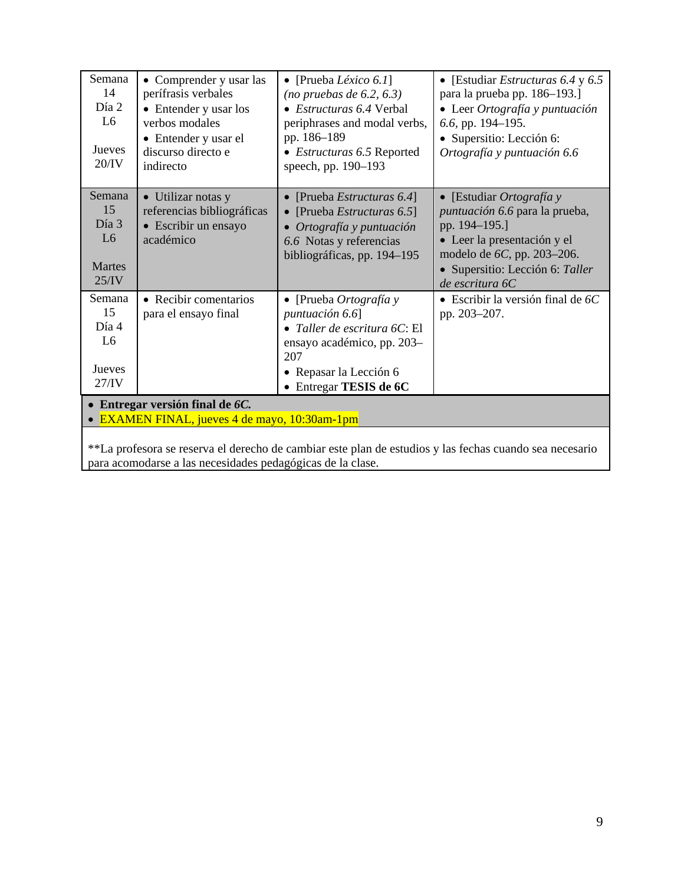| | | | |
|---|---|---|---|
| Semana 14 Día 2 L6<br><br>Jueves 20/IV | • Comprender y usar las perífrasis verbales<br>• Entender y usar los verbos modales<br>• Entender y usar el discurso directo e indirecto | • [Prueba *Léxico 6.1*] *(no pruebas de 6.2, 6.3)*<br>• *Estructuras 6.4* Verbal periphrases and modal verbs, pp. 186–189<br>• *Estructuras 6.5* Reported speech, pp. 190–193 | • [Estudiar *Estructuras 6.4* y *6.5* para la prueba pp. 186–193.]<br>• Leer *Ortografía y puntuación 6.6*, pp. 194–195.<br>• Supersitio: Lección 6: *Ortografía y puntuación 6.6* |
| Semana 15 Día 3 L6<br><br>Martes 25/IV | • Utilizar notas y referencias bibliográficas<br>• Escribir un ensayo académico | • [Prueba *Estructuras 6.4*]<br>• [Prueba *Estructuras 6.5*]<br>• *Ortografía y puntuación 6.6* Notas y referencias bibliográficas, pp. 194–195 | • [Estudiar *Ortografía y puntuación 6.6* para la prueba, pp. 194–195.]<br>• Leer la presentación y el modelo de *6C*, pp. 203–206.<br>• Supersitio: Lección 6: *Taller de escritura 6C* |
| Semana 15 Día 4 L6<br><br>Jueves 27/IV | • Recibir comentarios para el ensayo final | • [Prueba *Ortografía y puntuación 6.6*]<br>• *Taller de escritura 6C*: El ensayo académico, pp. 203–207<br>• Repasar la Lección 6<br>• Entregar **TESIS de 6C** | • Escribir la versión final de *6C* pp. 203–207. |

- **Entregar versión final de *6C.***
- EXAMEN FINAL, jueves 4 de mayo, 10:30am-1pm

**La profesora se reserva el derecho de cambiar este plan de estudios y las fechas cuando sea necesario para acomodarse a las necesidades pedagógicas de la clase.